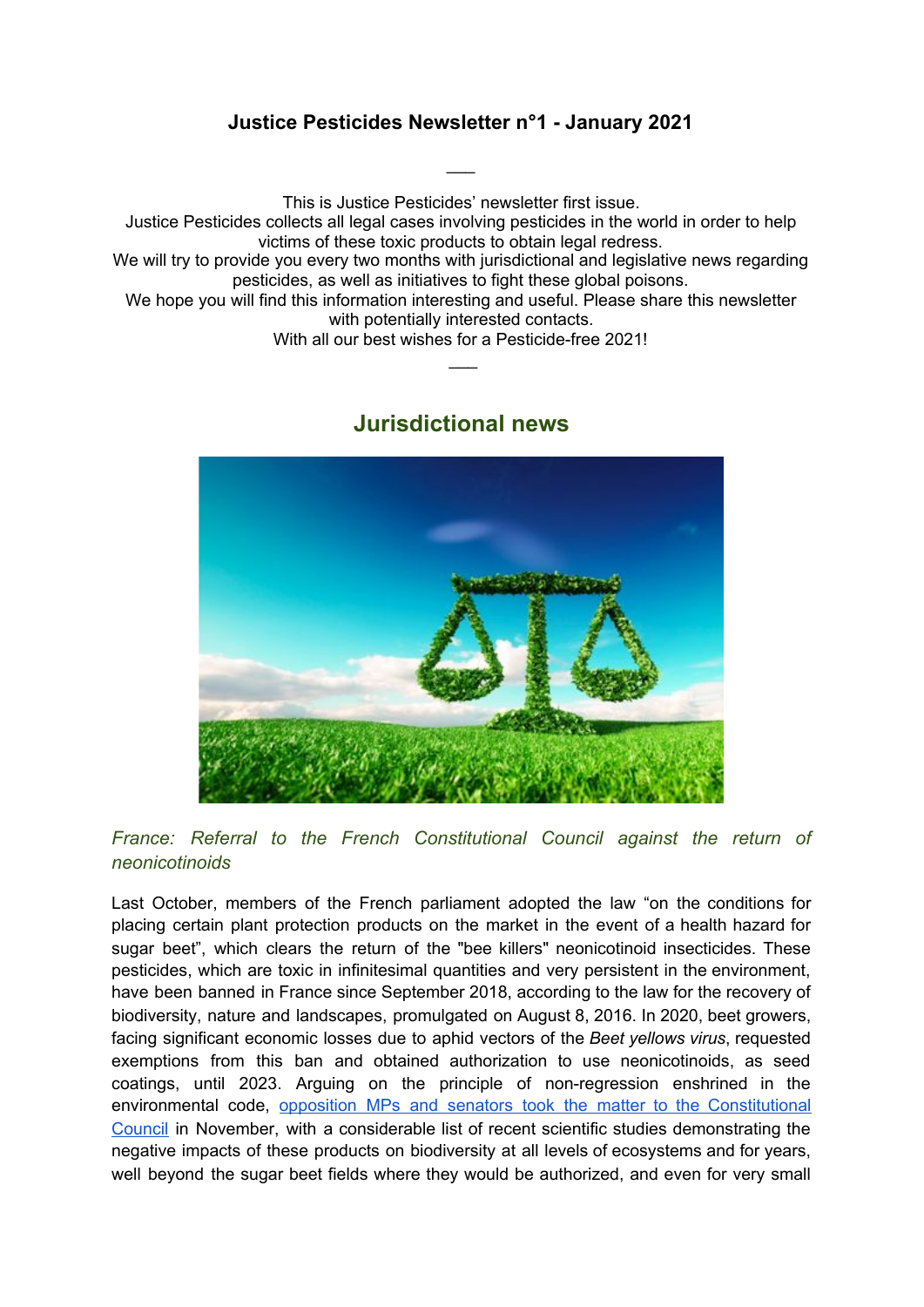**Justice Pesticides Newsletter n°1 - January 2021**

___

This is Justice Pesticides' newsletter first issue.
Justice Pesticides collects all legal cases involving pesticides in the world in order to help victims of these toxic products to obtain legal redress.
We will try to provide you every two months with jurisdictional and legislative news regarding pesticides, as well as initiatives to fight these global poisons.
We hope you will find this information interesting and useful. Please share this newsletter with potentially interested contacts.
With all our best wishes for a Pesticide-free 2021!

___

## Jurisdictional news

### *France: Referral to the French Constitutional Council against the return of neonicotinoids*

Last October, members of the French parliament adopted the law "on the conditions for placing certain plant protection products on the market in the event of a health hazard for sugar beet", which clears the return of the "bee killers" neonicotinoid insecticides. These pesticides, which are toxic in infinitesimal quantities and very persistent in the environment, have been banned in France since September 2018, according to the law for the recovery of biodiversity, nature and landscapes, promulgated on August 8, 2016. In 2020, beet growers, facing significant economic losses due to aphid vectors of the *Beet yellows virus*, requested exemptions from this ban and obtained authorization to use neonicotinoids, as seed coatings, until 2023. Arguing on the principle of non-regression enshrined in the environmental code, opposition MPs and senators took the matter to the Constitutional Council in November, with a considerable list of recent scientific studies demonstrating the negative impacts of these products on biodiversity at all levels of ecosystems and for years, well beyond the sugar beet fields where they would be authorized, and even for very small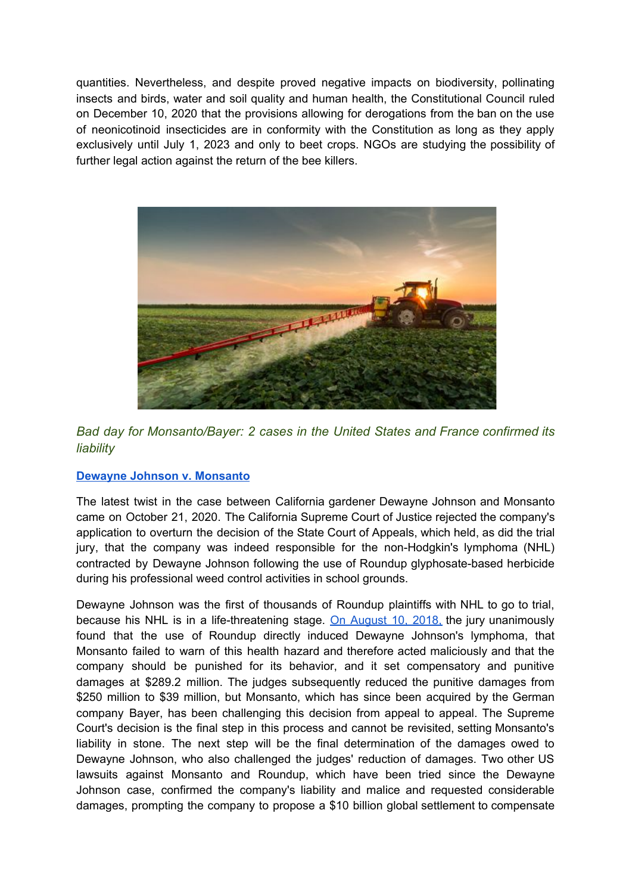quantities. Nevertheless, and despite proved negative impacts on biodiversity, pollinating insects and birds, water and soil quality and human health, the Constitutional Council ruled on December 10, 2020 that the provisions allowing for derogations from the ban on the use of neonicotinoid insecticides are in conformity with the Constitution as long as they apply exclusively until July 1, 2023 and only to beet crops. NGOs are studying the possibility of further legal action against the return of the bee killers.

### *Bad day for Monsanto/Bayer: 2 cases in the United States and France confirmed its liability*

**Dewayne Johnson v. Monsanto**

The latest twist in the case between California gardener Dewayne Johnson and Monsanto came on October 21, 2020. The California Supreme Court of Justice rejected the company's application to overturn the decision of the State Court of Appeals, which held, as did the trial jury, that the company was indeed responsible for the non-Hodgkin's lymphoma (NHL) contracted by Dewayne Johnson following the use of Roundup glyphosate-based herbicide during his professional weed control activities in school grounds.

Dewayne Johnson was the first of thousands of Roundup plaintiffs with NHL to go to trial, because his NHL is in a life-threatening stage. On August 10, 2018, the jury unanimously found that the use of Roundup directly induced Dewayne Johnson's lymphoma, that Monsanto failed to warn of this health hazard and therefore acted maliciously and that the company should be punished for its behavior, and it set compensatory and punitive damages at $289.2 million. The judges subsequently reduced the punitive damages from $250 million to $39 million, but Monsanto, which has since been acquired by the German company Bayer, has been challenging this decision from appeal to appeal. The Supreme Court's decision is the final step in this process and cannot be revisited, setting Monsanto's liability in stone. The next step will be the final determination of the damages owed to Dewayne Johnson, who also challenged the judges' reduction of damages. Two other US lawsuits against Monsanto and Roundup, which have been tried since the Dewayne Johnson case, confirmed the company's liability and malice and requested considerable damages, prompting the company to propose a $10 billion global settlement to compensate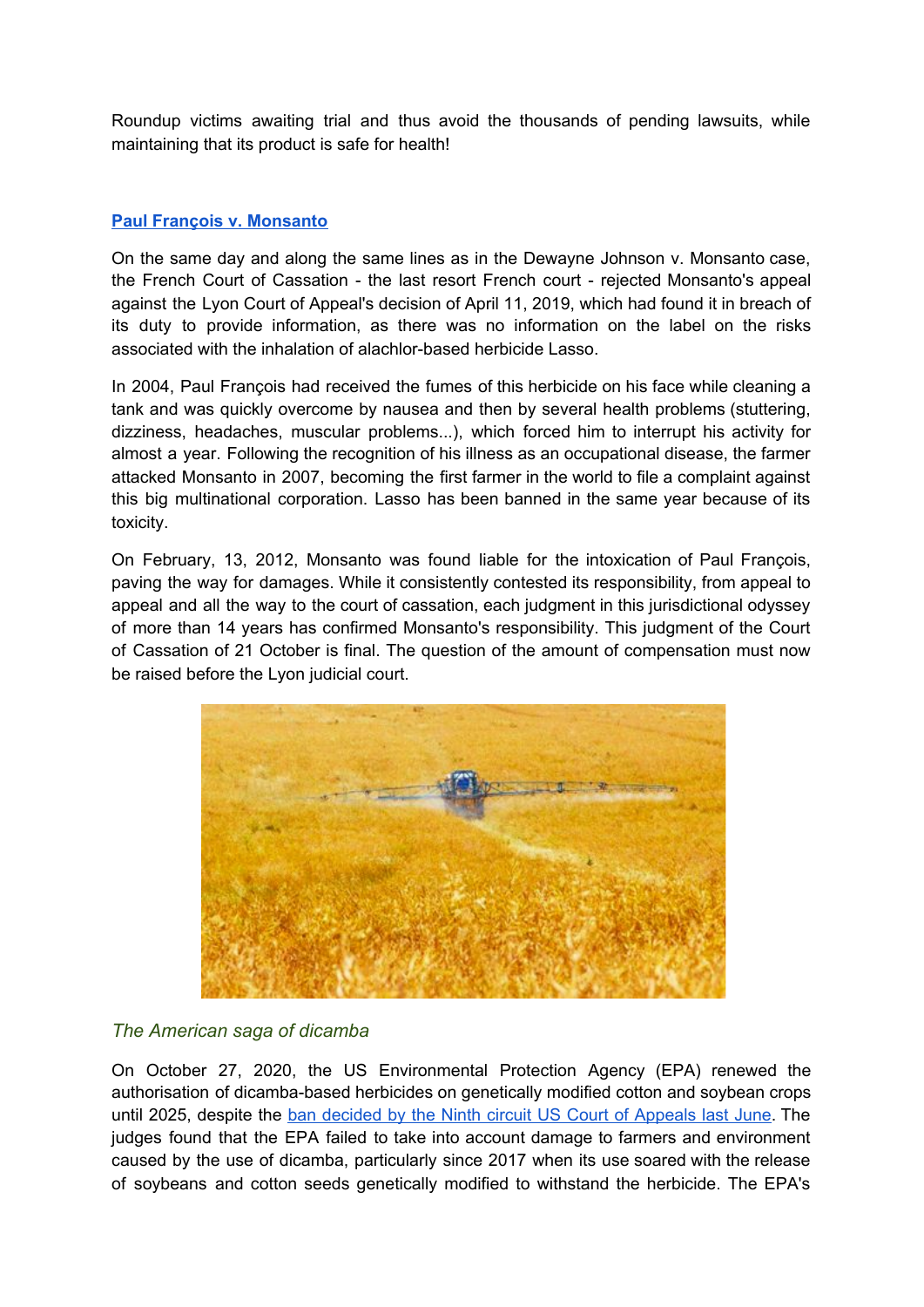Roundup victims awaiting trial and thus avoid the thousands of pending lawsuits, while maintaining that its product is safe for health!

### [Paul François v. Monsanto]

On the same day and along the same lines as in the Dewayne Johnson v. Monsanto case, the French Court of Cassation - the last resort French court - rejected Monsanto's appeal against the Lyon Court of Appeal's decision of April 11, 2019, which had found it in breach of its duty to provide information, as there was no information on the label on the risks associated with the inhalation of alachlor-based herbicide Lasso.

In 2004, Paul François had received the fumes of this herbicide on his face while cleaning a tank and was quickly overcome by nausea and then by several health problems (stuttering, dizziness, headaches, muscular problems...), which forced him to interrupt his activity for almost a year. Following the recognition of his illness as an occupational disease, the farmer attacked Monsanto in 2007, becoming the first farmer in the world to file a complaint against this big multinational corporation. Lasso has been banned in the same year because of its toxicity.

On February, 13, 2012, Monsanto was found liable for the intoxication of Paul François, paving the way for damages. While it consistently contested its responsibility, from appeal to appeal and all the way to the court of cassation, each judgment in this jurisdictional odyssey of more than 14 years has confirmed Monsanto's responsibility. This judgment of the Court of Cassation of 21 October is final. The question of the amount of compensation must now be raised before the Lyon judicial court.

### *The American saga of dicamba*

On October 27, 2020, the US Environmental Protection Agency (EPA) renewed the authorisation of dicamba-based herbicides on genetically modified cotton and soybean crops until 2025, despite the [ban decided by the Ninth circuit US Court of Appeals last June]. The judges found that the EPA failed to take into account damage to farmers and environment caused by the use of dicamba, particularly since 2017 when its use soared with the release of soybeans and cotton seeds genetically modified to withstand the herbicide. The EPA's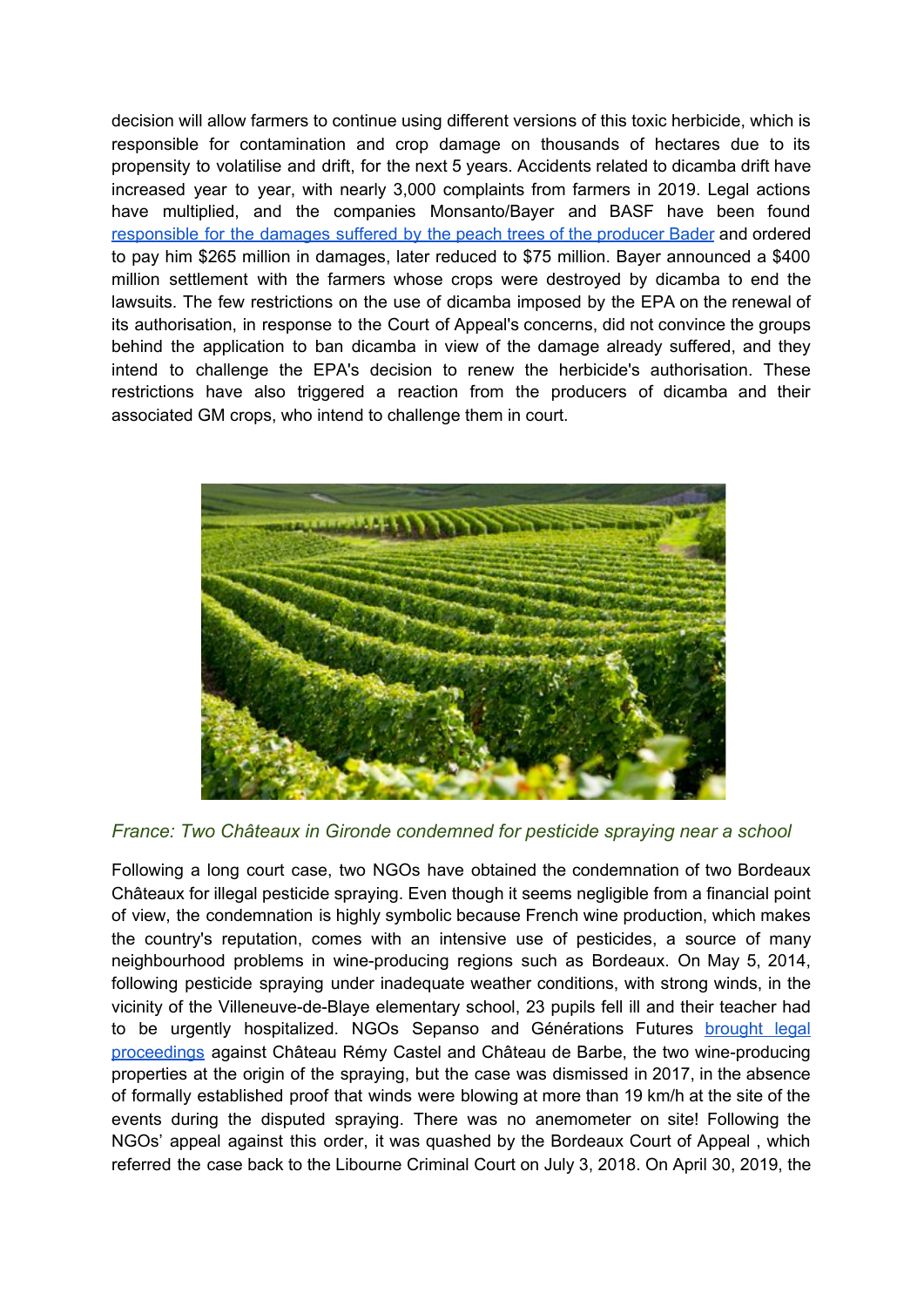decision will allow farmers to continue using different versions of this toxic herbicide, which is responsible for contamination and crop damage on thousands of hectares due to its propensity to volatilise and drift, for the next 5 years. Accidents related to dicamba drift have increased year to year, with nearly 3,000 complaints from farmers in 2019. Legal actions have multiplied, and the companies Monsanto/Bayer and BASF have been found [responsible for the damages suffered by the peach trees of the producer Bader] and ordered to pay him $265 million in damages, later reduced to $75 million. Bayer announced a $400 million settlement with the farmers whose crops were destroyed by dicamba to end the lawsuits. The few restrictions on the use of dicamba imposed by the EPA on the renewal of its authorisation, in response to the Court of Appeal's concerns, did not convince the groups behind the application to ban dicamba in view of the damage already suffered, and they intend to challenge the EPA's decision to renew the herbicide's authorisation. These restrictions have also triggered a reaction from the producers of dicamba and their associated GM crops, who intend to challenge them in court.

### *France: Two Châteaux in Gironde condemned for pesticide spraying near a school*

Following a long court case, two NGOs have obtained the condemnation of two Bordeaux Châteaux for illegal pesticide spraying. Even though it seems negligible from a financial point of view, the condemnation is highly symbolic because French wine production, which makes the country's reputation, comes with an intensive use of pesticides, a source of many neighbourhood problems in wine-producing regions such as Bordeaux. On May 5, 2014, following pesticide spraying under inadequate weather conditions, with strong winds, in the vicinity of the Villeneuve-de-Blaye elementary school, 23 pupils fell ill and their teacher had to be urgently hospitalized. NGOs Sepanso and Générations Futures [brought legal proceedings] against Château Rémy Castel and Château de Barbe, the two wine-producing properties at the origin of the spraying, but the case was dismissed in 2017, in the absence of formally established proof that winds were blowing at more than 19 km/h at the site of the events during the disputed spraying. There was no anemometer on site! Following the NGOs' appeal against this order, it was quashed by the Bordeaux Court of Appeal , which referred the case back to the Libourne Criminal Court on July 3, 2018. On April 30, 2019, the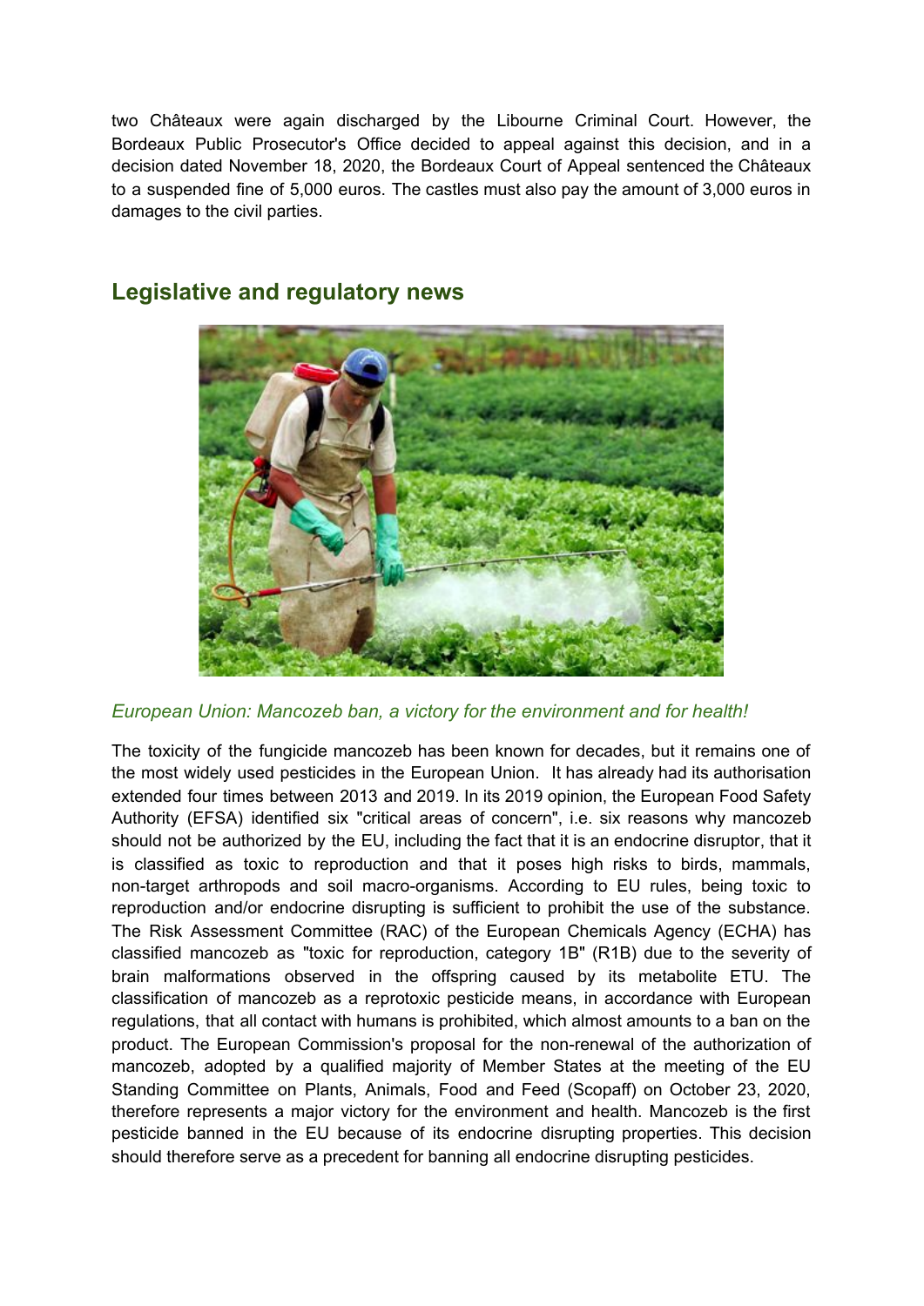two Châteaux were again discharged by the Libourne Criminal Court. However, the Bordeaux Public Prosecutor's Office decided to appeal against this decision, and in a decision dated November 18, 2020, the Bordeaux Court of Appeal sentenced the Châteaux to a suspended fine of 5,000 euros. The castles must also pay the amount of 3,000 euros in damages to the civil parties.

## Legislative and regulatory news

*European Union: Mancozeb ban, a victory for the environment and for health!*

The toxicity of the fungicide mancozeb has been known for decades, but it remains one of the most widely used pesticides in the European Union. It has already had its authorisation extended four times between 2013 and 2019. In its 2019 opinion, the European Food Safety Authority (EFSA) identified six "critical areas of concern", i.e. six reasons why mancozeb should not be authorized by the EU, including the fact that it is an endocrine disruptor, that it is classified as toxic to reproduction and that it poses high risks to birds, mammals, non-target arthropods and soil macro-organisms. According to EU rules, being toxic to reproduction and/or endocrine disrupting is sufficient to prohibit the use of the substance. The Risk Assessment Committee (RAC) of the European Chemicals Agency (ECHA) has classified mancozeb as "toxic for reproduction, category 1B" (R1B) due to the severity of brain malformations observed in the offspring caused by its metabolite ETU. The classification of mancozeb as a reprotoxic pesticide means, in accordance with European regulations, that all contact with humans is prohibited, which almost amounts to a ban on the product. The European Commission's proposal for the non-renewal of the authorization of mancozeb, adopted by a qualified majority of Member States at the meeting of the EU Standing Committee on Plants, Animals, Food and Feed (Scopaff) on October 23, 2020, therefore represents a major victory for the environment and health. Mancozeb is the first pesticide banned in the EU because of its endocrine disrupting properties. This decision should therefore serve as a precedent for banning all endocrine disrupting pesticides.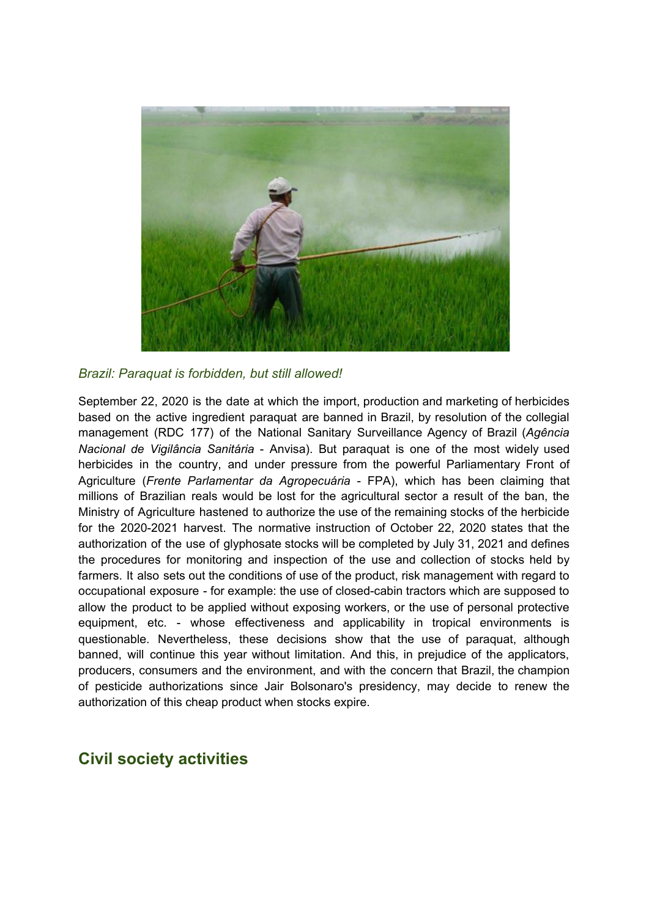*Brazil: Paraquat is forbidden, but still allowed!*

September 22, 2020 is the date at which the import, production and marketing of herbicides based on the active ingredient paraquat are banned in Brazil, by resolution of the collegial management (RDC 177) of the National Sanitary Surveillance Agency of Brazil (*Agência Nacional de Vigilância Sanitária* - Anvisa). But paraquat is one of the most widely used herbicides in the country, and under pressure from the powerful Parliamentary Front of Agriculture (*Frente Parlamentar da Agropecuária* - FPA), which has been claiming that millions of Brazilian reals would be lost for the agricultural sector a result of the ban, the Ministry of Agriculture hastened to authorize the use of the remaining stocks of the herbicide for the 2020-2021 harvest. The normative instruction of October 22, 2020 states that the authorization of the use of glyphosate stocks will be completed by July 31, 2021 and defines the procedures for monitoring and inspection of the use and collection of stocks held by farmers. It also sets out the conditions of use of the product, risk management with regard to occupational exposure - for example: the use of closed-cabin tractors which are supposed to allow the product to be applied without exposing workers, or the use of personal protective equipment, etc. - whose effectiveness and applicability in tropical environments is questionable. Nevertheless, these decisions show that the use of paraquat, although banned, will continue this year without limitation. And this, in prejudice of the applicators, producers, consumers and the environment, and with the concern that Brazil, the champion of pesticide authorizations since Jair Bolsonaro's presidency, may decide to renew the authorization of this cheap product when stocks expire.

## Civil society activities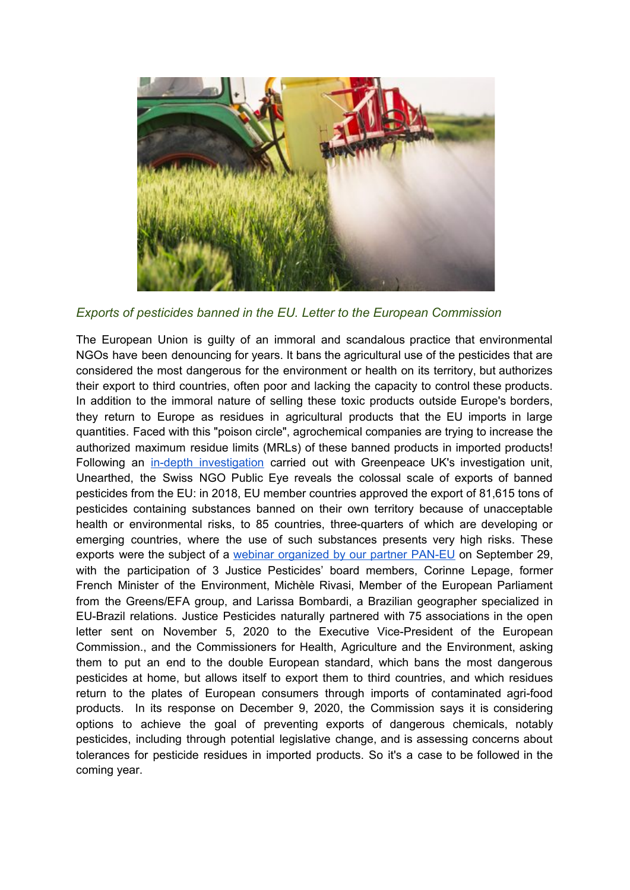*Exports of pesticides banned in the EU. Letter to the European Commission*

The European Union is guilty of an immoral and scandalous practice that environmental NGOs have been denouncing for years. It bans the agricultural use of the pesticides that are considered the most dangerous for the environment or health on its territory, but authorizes their export to third countries, often poor and lacking the capacity to control these products. In addition to the immoral nature of selling these toxic products outside Europe's borders, they return to Europe as residues in agricultural products that the EU imports in large quantities. Faced with this "poison circle", agrochemical companies are trying to increase the authorized maximum residue limits (MRLs) of these banned products in imported products! Following an in-depth investigation carried out with Greenpeace UK's investigation unit, Unearthed, the Swiss NGO Public Eye reveals the colossal scale of exports of banned pesticides from the EU: in 2018, EU member countries approved the export of 81,615 tons of pesticides containing substances banned on their own territory because of unacceptable health or environmental risks, to 85 countries, three-quarters of which are developing or emerging countries, where the use of such substances presents very high risks. These exports were the subject of a webinar organized by our partner PAN-EU on September 29, with the participation of 3 Justice Pesticides' board members, Corinne Lepage, former French Minister of the Environment, Michèle Rivasi, Member of the European Parliament from the Greens/EFA group, and Larissa Bombardi, a Brazilian geographer specialized in EU-Brazil relations. Justice Pesticides naturally partnered with 75 associations in the open letter sent on November 5, 2020 to the Executive Vice-President of the European Commission., and the Commissioners for Health, Agriculture and the Environment, asking them to put an end to the double European standard, which bans the most dangerous pesticides at home, but allows itself to export them to third countries, and which residues return to the plates of European consumers through imports of contaminated agri-food products. In its response on December 9, 2020, the Commission says it is considering options to achieve the goal of preventing exports of dangerous chemicals, notably pesticides, including through potential legislative change, and is assessing concerns about tolerances for pesticide residues in imported products. So it's a case to be followed in the coming year.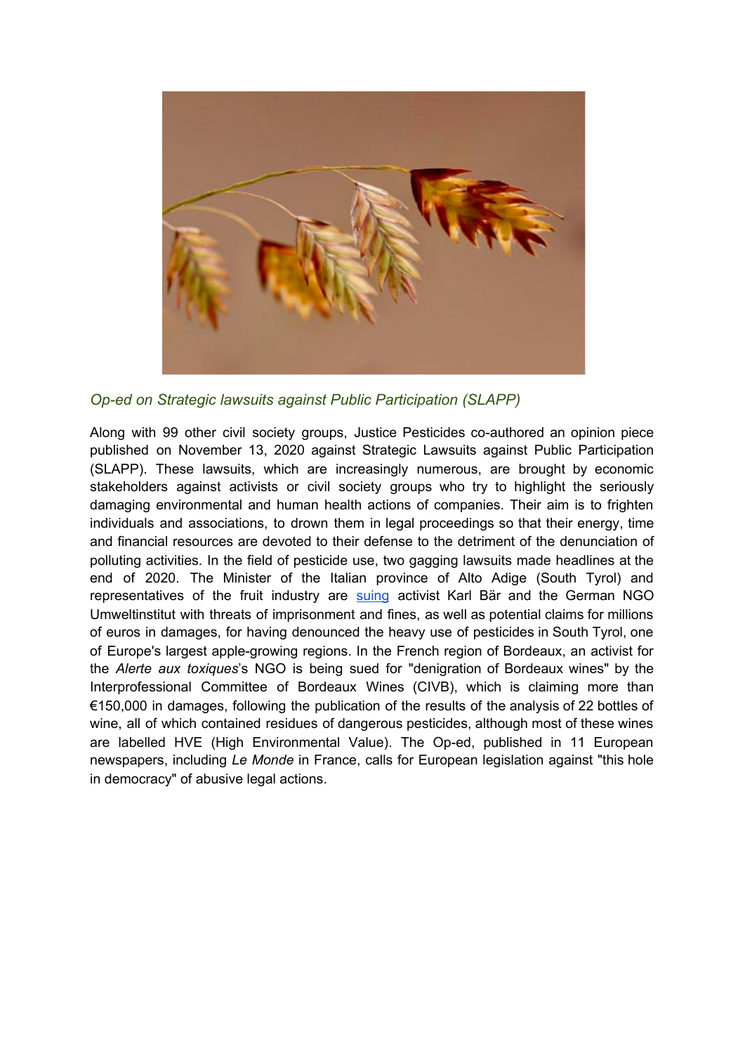*Op-ed on Strategic lawsuits against Public Participation (SLAPP)*

Along with 99 other civil society groups, Justice Pesticides co-authored an opinion piece published on November 13, 2020 against Strategic Lawsuits against Public Participation (SLAPP). These lawsuits, which are increasingly numerous, are brought by economic stakeholders against activists or civil society groups who try to highlight the seriously damaging environmental and human health actions of companies. Their aim is to frighten individuals and associations, to drown them in legal proceedings so that their energy, time and financial resources are devoted to their defense to the detriment of the denunciation of polluting activities. In the field of pesticide use, two gagging lawsuits made headlines at the end of 2020. The Minister of the Italian province of Alto Adige (South Tyrol) and representatives of the fruit industry are suing activist Karl Bär and the German NGO Umweltinstitut with threats of imprisonment and fines, as well as potential claims for millions of euros in damages, for having denounced the heavy use of pesticides in South Tyrol, one of Europe's largest apple-growing regions. In the French region of Bordeaux, an activist for the *Alerte aux toxiques*'s NGO is being sued for "denigration of Bordeaux wines" by the Interprofessional Committee of Bordeaux Wines (CIVB), which is claiming more than €150,000 in damages, following the publication of the results of the analysis of 22 bottles of wine, all of which contained residues of dangerous pesticides, although most of these wines are labelled HVE (High Environmental Value). The Op-ed, published in 11 European newspapers, including *Le Monde* in France, calls for European legislation against "this hole in democracy" of abusive legal actions.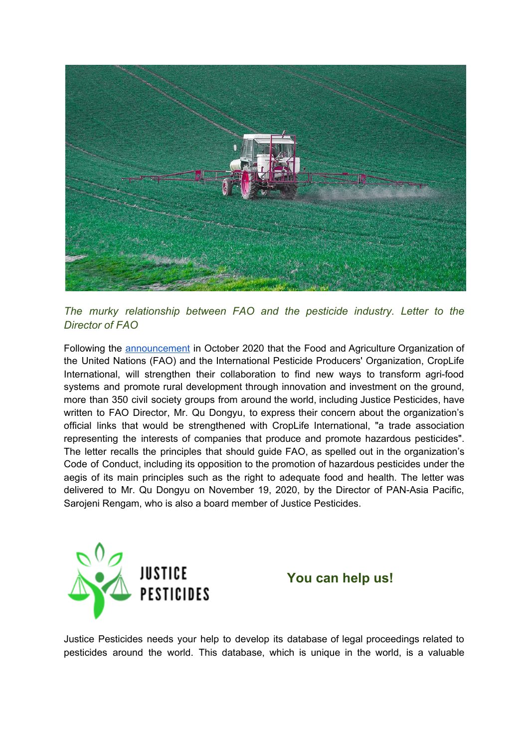*The murky relationship between FAO and the pesticide industry. Letter to the Director of FAO*

Following the [announcement](announcement) in October 2020 that the Food and Agriculture Organization of the United Nations (FAO) and the International Pesticide Producers' Organization, CropLife International, will strengthen their collaboration to find new ways to transform agri-food systems and promote rural development through innovation and investment on the ground, more than 350 civil society groups from around the world, including Justice Pesticides, have written to FAO Director, Mr. Qu Dongyu, to express their concern about the organization's official links that would be strengthened with CropLife International, "a trade association representing the interests of companies that produce and promote hazardous pesticides". The letter recalls the principles that should guide FAO, as spelled out in the organization's Code of Conduct, including its opposition to the promotion of hazardous pesticides under the aegis of its main principles such as the right to adequate food and health. The letter was delivered to Mr. Qu Dongyu on November 19, 2020, by the Director of PAN-Asia Pacific, Sarojeni Rengam, who is also a board member of Justice Pesticides.

JUSTICE PESTICIDES

## You can help us!

Justice Pesticides needs your help to develop its database of legal proceedings related to pesticides around the world. This database, which is unique in the world, is a valuable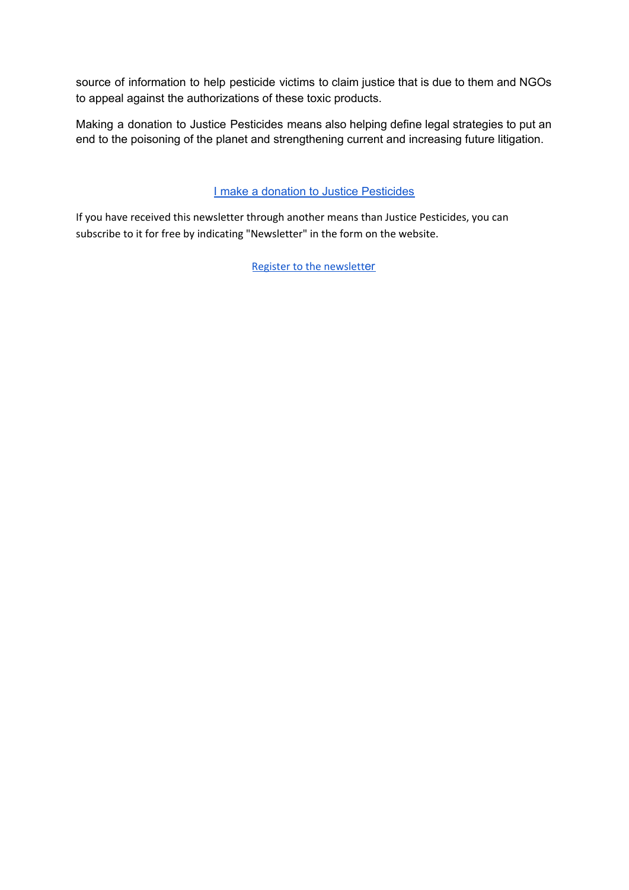source of information to help pesticide victims to claim justice that is due to them and NGOs to appeal against the authorizations of these toxic products.

Making a donation to Justice Pesticides means also helping define legal strategies to put an end to the poisoning of the planet and strengthening current and increasing future litigation.

I make a donation to Justice Pesticides

If you have received this newsletter through another means than Justice Pesticides, you can subscribe to it for free by indicating "Newsletter" in the form on the website.

Register to the newsletter